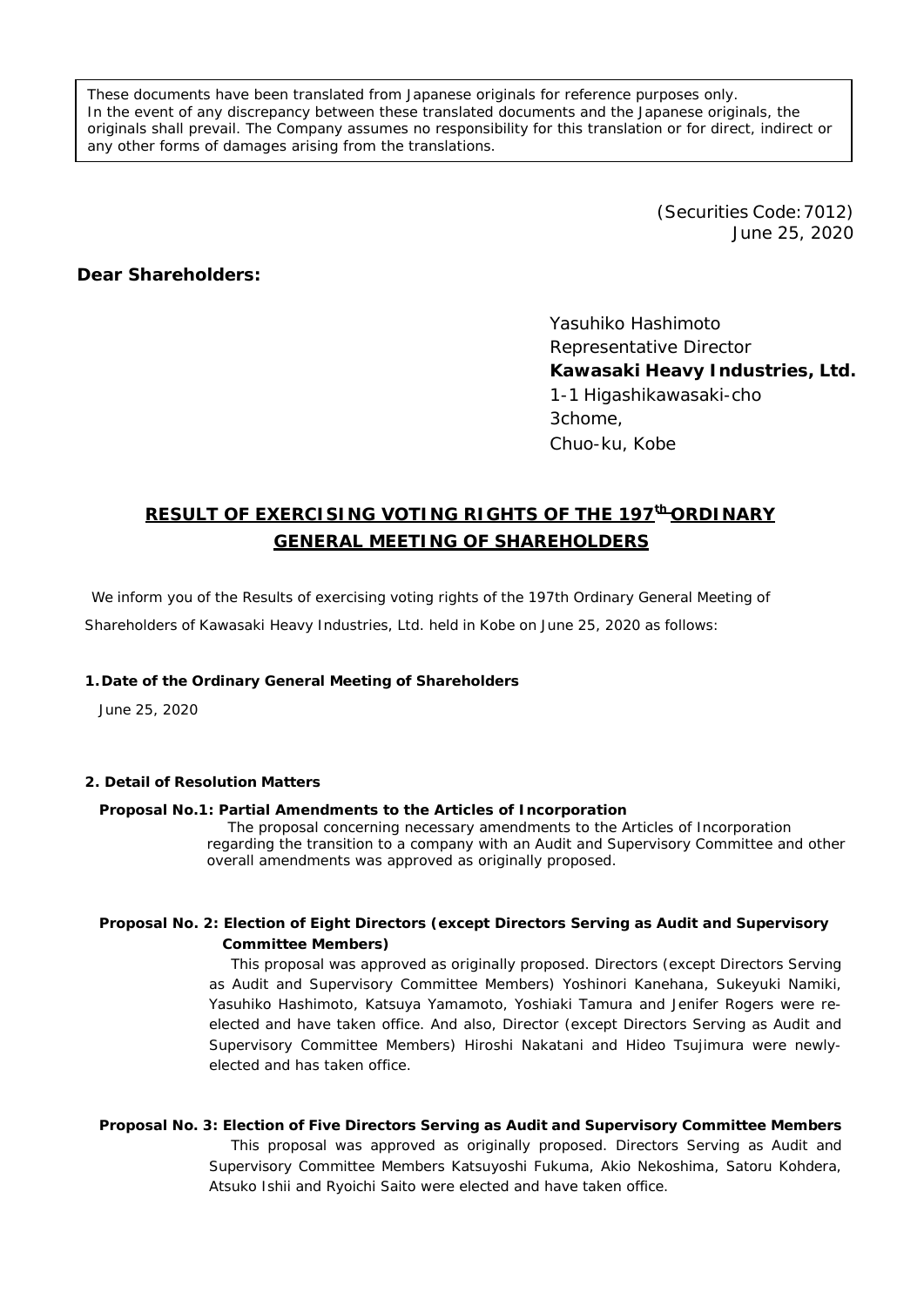These documents have been translated from Japanese originals for reference purposes only.
In the event of any discrepancy between these translated documents and the Japanese originals, the originals shall prevail. The Company assumes no responsibility for this translation or for direct, indirect or any other forms of damages arising from the translations.

(Securities Code: 7012)
June 25, 2020

**Dear Shareholders:**

Yasuhiko Hashimoto
Representative Director
**Kawasaki Heavy Industries, Ltd.**
1-1 Higashikawasaki-cho
3chome,
Chuo-ku, Kobe

# RESULT OF EXERCISING VOTING RIGHTS OF THE 197th ORDINARY GENERAL MEETING OF SHAREHOLDERS

We inform you of the Results of exercising voting rights of the 197th Ordinary General Meeting of Shareholders of Kawasaki Heavy Industries, Ltd. held in Kobe on June 25, 2020 as follows:

**1. Date of the Ordinary General Meeting of Shareholders**

June 25, 2020

**2. Detail of Resolution Matters**

**Proposal No.1: Partial Amendments to the Articles of Incorporation**

The proposal concerning necessary amendments to the Articles of Incorporation regarding the transition to a company with an Audit and Supervisory Committee and other overall amendments was approved as originally proposed.

**Proposal No. 2: Election of Eight Directors (except Directors Serving as Audit and Supervisory Committee Members)**

This proposal was approved as originally proposed. Directors (except Directors Serving as Audit and Supervisory Committee Members) Yoshinori Kanehana, Sukeyuki Namiki, Yasuhiko Hashimoto, Katsuya Yamamoto, Yoshiaki Tamura and Jenifer Rogers were re-elected and have taken office. And also, Director (except Directors Serving as Audit and Supervisory Committee Members) Hiroshi Nakatani and Hideo Tsujimura were newly-elected and has taken office.

**Proposal No. 3: Election of Five Directors Serving as Audit and Supervisory Committee Members**

This proposal was approved as originally proposed. Directors Serving as Audit and Supervisory Committee Members Katsuyoshi Fukuma, Akio Nekoshima, Satoru Kohdera, Atsuko Ishii and Ryoichi Saito were elected and have taken office.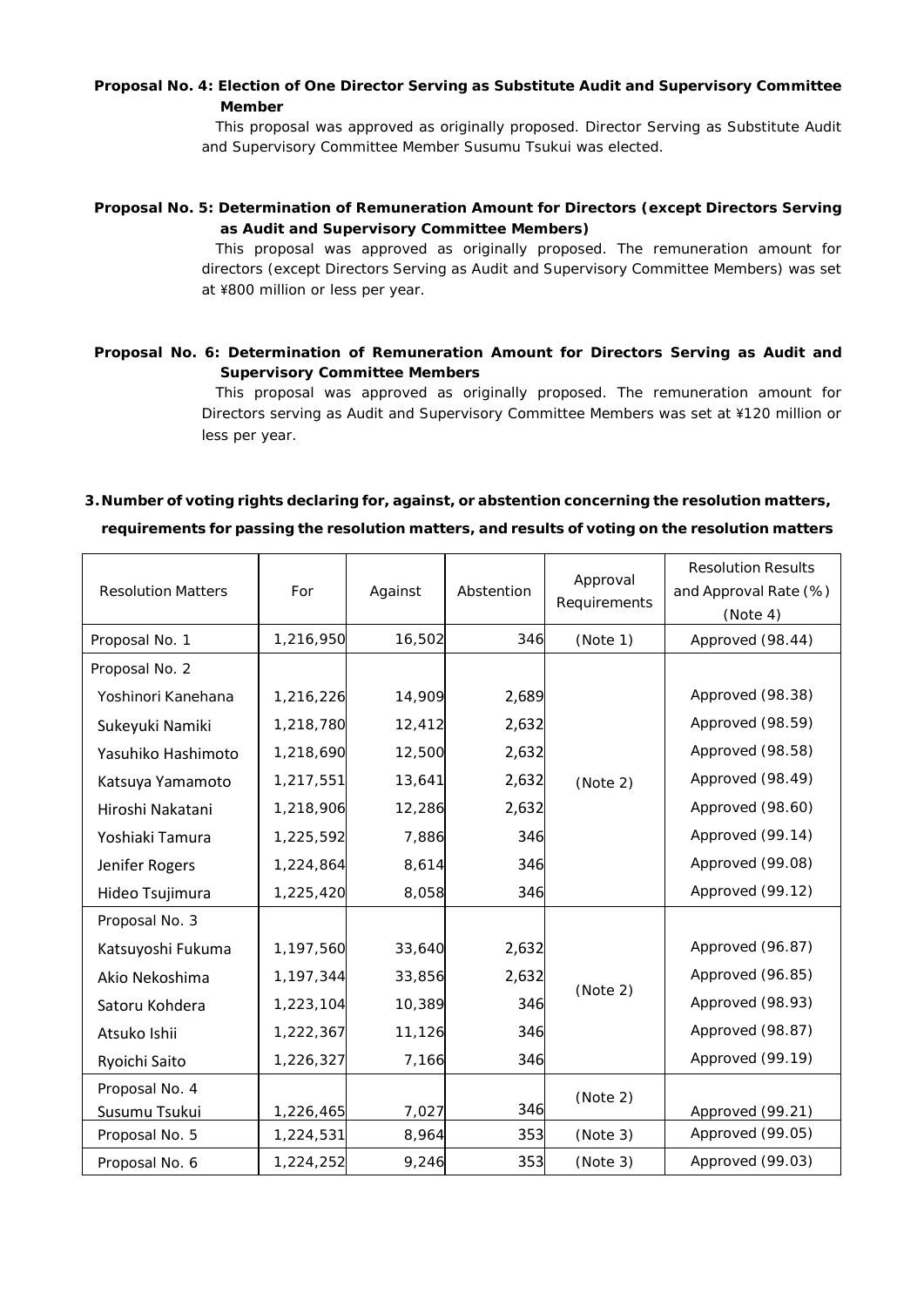**Proposal No. 4: Election of One Director Serving as Substitute Audit and Supervisory Committee Member**

This proposal was approved as originally proposed. Director Serving as Substitute Audit and Supervisory Committee Member Susumu Tsukui was elected.

**Proposal No. 5: Determination of Remuneration Amount for Directors (except Directors Serving as Audit and Supervisory Committee Members)**

This proposal was approved as originally proposed. The remuneration amount for directors (except Directors Serving as Audit and Supervisory Committee Members) was set at ¥800 million or less per year.

**Proposal No. 6: Determination of Remuneration Amount for Directors Serving as Audit and Supervisory Committee Members**

This proposal was approved as originally proposed. The remuneration amount for Directors serving as Audit and Supervisory Committee Members was set at ¥120 million or less per year.

**3. Number of voting rights declaring for, against, or abstention concerning the resolution matters, requirements for passing the resolution matters, and results of voting on the resolution matters**

| Resolution Matters | For | Against | Abstention | Approval Requirements | Resolution Results and Approval Rate (%) (Note 4) |
|---|---|---|---|---|---|
| Proposal No. 1 | 1,216,950 | 16,502 | 346 | (Note 1) | Approved (98.44) |
| Proposal No. 2 | | | | | |
| Yoshinori Kanehana | 1,216,226 | 14,909 | 2,689 | (Note 2) | Approved (98.38) |
| Sukeyuki Namiki | 1,218,780 | 12,412 | 2,632 | | Approved (98.59) |
| Yasuhiko Hashimoto | 1,218,690 | 12,500 | 2,632 | | Approved (98.58) |
| Katsuya Yamamoto | 1,217,551 | 13,641 | 2,632 | | Approved (98.49) |
| Hiroshi Nakatani | 1,218,906 | 12,286 | 2,632 | | Approved (98.60) |
| Yoshiaki Tamura | 1,225,592 | 7,886 | 346 | | Approved (99.14) |
| Jenifer Rogers | 1,224,864 | 8,614 | 346 | | Approved (99.08) |
| Hideo Tsujimura | 1,225,420 | 8,058 | 346 | | Approved (99.12) |
| Proposal No. 3 | | | | | |
| Katsuyoshi Fukuma | 1,197,560 | 33,640 | 2,632 | (Note 2) | Approved (96.87) |
| Akio Nekoshima | 1,197,344 | 33,856 | 2,632 | | Approved (96.85) |
| Satoru Kohdera | 1,223,104 | 10,389 | 346 | | Approved (98.93) |
| Atsuko Ishii | 1,222,367 | 11,126 | 346 | | Approved (98.87) |
| Ryoichi Saito | 1,226,327 | 7,166 | 346 | | Approved (99.19) |
| Proposal No. 4 Susumu Tsukui | 1,226,465 | 7,027 | 346 | (Note 2) | Approved (99.21) |
| Proposal No. 5 | 1,224,531 | 8,964 | 353 | (Note 3) | Approved (99.05) |
| Proposal No. 6 | 1,224,252 | 9,246 | 353 | (Note 3) | Approved (99.03) |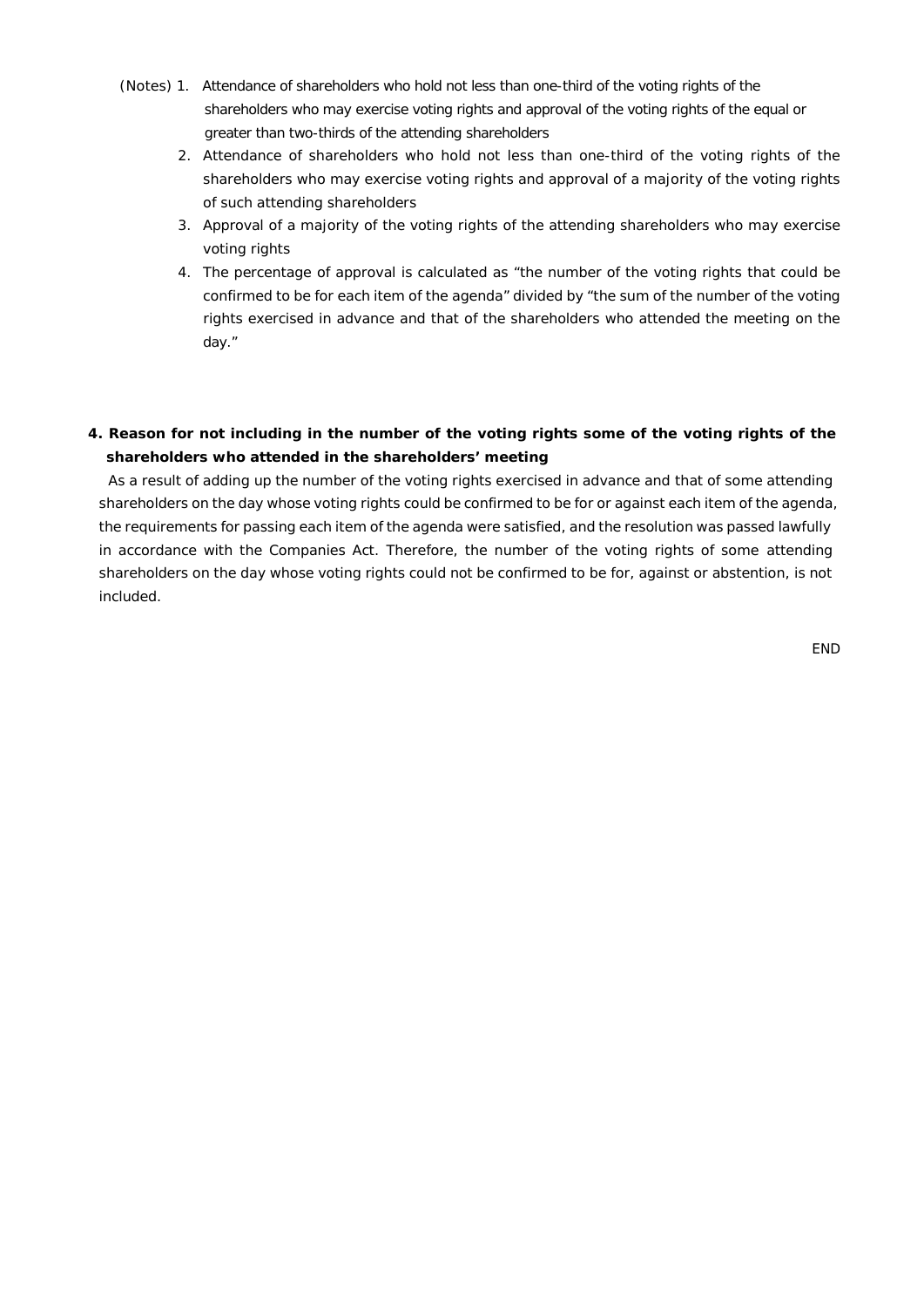(Notes) 1. Attendance of shareholders who hold not less than one-third of the voting rights of the shareholders who may exercise voting rights and approval of the voting rights of the equal or greater than two-thirds of the attending shareholders

2. Attendance of shareholders who hold not less than one-third of the voting rights of the shareholders who may exercise voting rights and approval of a majority of the voting rights of such attending shareholders
3. Approval of a majority of the voting rights of the attending shareholders who may exercise voting rights
4. The percentage of approval is calculated as "the number of the voting rights that could be confirmed to be for each item of the agenda" divided by "the sum of the number of the voting rights exercised in advance and that of the shareholders who attended the meeting on the day."

**4. Reason for not including in the number of the voting rights some of the voting rights of the shareholders who attended in the shareholders' meeting**

As a result of adding up the number of the voting rights exercised in advance and that of some attending shareholders on the day whose voting rights could be confirmed to be for or against each item of the agenda, the requirements for passing each item of the agenda were satisfied, and the resolution was passed lawfully in accordance with the Companies Act. Therefore, the number of the voting rights of some attending shareholders on the day whose voting rights could not be confirmed to be for, against or abstention, is not included.

END